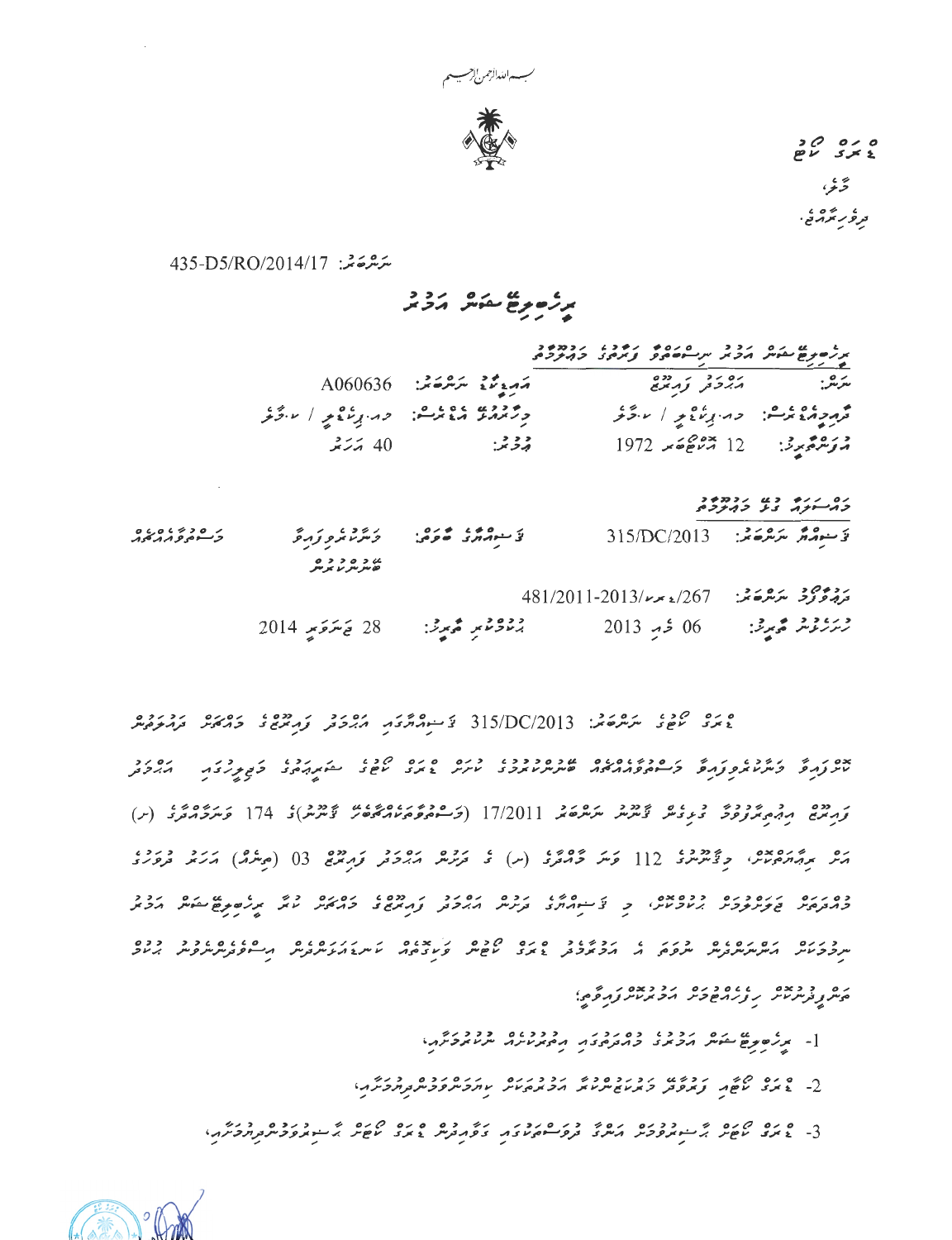بسم الله الرحمن الرحيم

ޖުވެނައިލް ކޯޓު

މާލެ،

ދިވެހިރާއްޖެ.

ނަންބަރު: 435-D5/RO/2014/17

# ޕްރޮބޭޝަން އަމުރު

**ޕްރޮބޭޝަން އަމުރު ނިސްބަތްވާ ފަރާތުގެ މައުލޫމާތު**

ނަން: އަޙްމަދު ފައިރޫޒް — އައިޑީކާޑު ނަންބަރު: A060636

ދާއިމީ އެޑްރެސް: މއ. ފިހާލޮހި / ކ.މާލެ — މިހާރުގެ އެޑްރެސް: މއ. ފިހާލޮހި / ކ.މާލެ

އުފަންތާރީޚު: 12 އޮކްޓޯބަރ 1972 — އުމުރު: 40 އަހަރު

**މައްސަލައާ ބެހޭ މައުލޫމާތު**

ފައިސަލާ ނަންބަރު: 315/DC/2013 — ފައިސަލާގެ ބާވަތް: ޖިނާއީ މައްސަލަ މަސްތުވާއެއްޗެހި ބޭނުންކުރުން

ދައުވާގެ ނަންބަރު: 481/2011-2013/ޖނ/267

ހުކުމްކުރި ތާރީޚު: 06 މޭ 2013 — ރިލީސްކުރި ތާރީޚު: 28 ޖަނަވަރީ 2014

ޖުވެނައިލް ކޯޓުގެ ނަންބަރު: 315/DC/2013 ފައިސަލާގައި އަޙްމަދު ފައިރޫޒްގެ މައްޗަށް ދައުވާކުރެވުނު ކަރުދާހާއި މަސްތުވާއެއްޗެހި ބޭނުންކުރުމުގެ ކުށުން ޖުވެނައިލް ކޯޓުގެ ޝަރީޢަތުގެ މަޖިލީހުގައި އަޙްމަދު ފައިރޫޒް އިޢުތިރާފުވުމާއި ގުޅިގެން ޤާނޫނު ނަންބަރު 17/2011 (މަސްތުވާއެއްޗެހީގެ ޤާނޫނު)ގެ 174 ވަނަ މާއްދާގެ (ނ) އަށް ރިޢާޔަތްކޮށް، މިޤާނޫނުގެ 112 ވަނަ މާއްދާގެ (ނ) ގެ ދަށުން އަޙްމަދު ފައިރޫޒް 03 (ތިނެއް) އަހަރު ދުވަހުގެ މުއްދަތަށް ޖަލަށްލުމަށް ހުކުމްކުރެވުނު، މި ފައިސަލާގެ ދަށުން އަޙްމަދު ފައިރޫޒްގެ މައްޗަށް ކުރާ ޕްރޮބޭޝަން އަމުރު ނިމުމަކަށް އަންނަންދެން ނުވަތަ އެ އަމުރާ ޚިލާފުވެއްޖެނަމަ ޖުވެނައިލް ކޯޓުން ކަނޑައަޅާ ކަންތައްތަކަށް އިސްތިސްނާކުރުމުގެ ހުކުމް ތަންފީޒުނުކޮށް ހިފެހެއްޓުމަށް އަމުރުކުރަނީމެވެ؛

1- ޕްރޮބޭޝަން އަމުރުގެ މުއްދަތުގައި އިތުރުކުށެއް ނުކުރުމަށް،

2- ޖުވެނައިލް ކޯޓުން ފަރާތަށް މަޝްވަރާދޭން ޖެހިއްޖެނަމަ އަމުރުކުރާ ހާޒިރުވުމަށް،

3- ޖުވެނައިލް ކޯޓަށް ހާޒިރުނުވެ ދިވެހިރާއްޖެއިން ބޭރަށް ދަތުރުކުރުމަށްދާނަމަ ޖުވެނައިލް ކޯޓުން ހުއްދަ ހޯދުމަށް،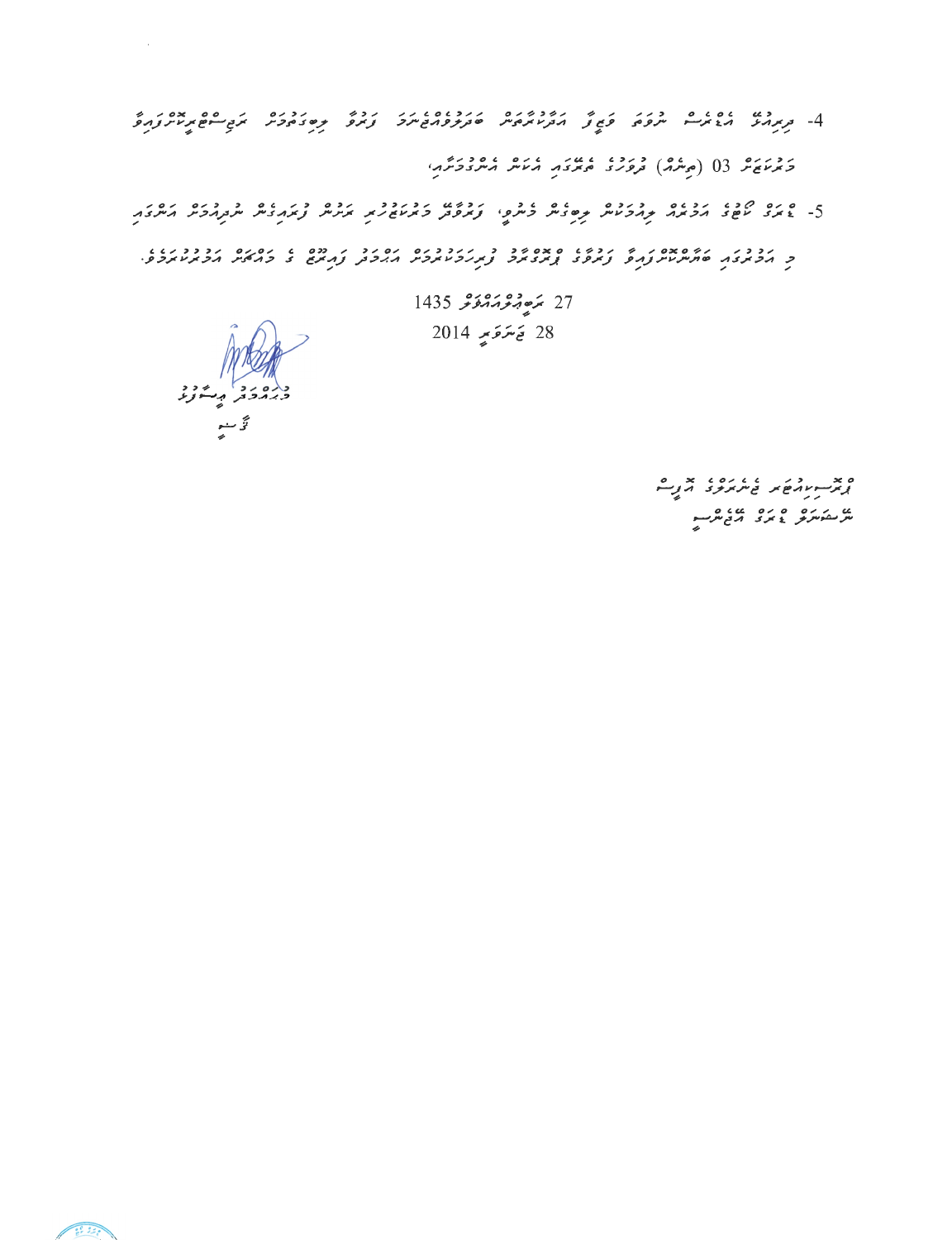4- ދިރިއުޅޭ އެޑްރެސް ނުވަތަ ވަޒީފާ އަދާކުރާތަން ބަދަލުވެއްޖެނަމަ ފޯނާ ދިމާކުރެވޭނެ ނަންބަރާއި

މަޢުލޫމާތު 03 (ތިނެއް) ދުވަހުގެ ތެރޭގައި އެކަން އަންގަންވާނެއެވެ،

5- ޕެރޯލް ކޯޓުގެ އަމުރާ ޚިލާފުވެގެން ދިމާވާ ކަމެއްގައި ...

މި އަމުރުގައި ބަޔާންކޮށްފައިވާ ... ގަވާއިދު ގެ މާއްދާން އަމުރުކުރަމެވެ.

27 ރަބީޢުލްއައްވަލް 1435

28 ޖަނަވަރީ 2014

މުޙައްމަދު ޢިސާމު

ޤާޟީ

ޕްރޮސިކިއުޓަރ ޖެނެރަލްގެ އޮފީސް

މޯލްޑިވްސް ޕޮލިސް ސަރވިސް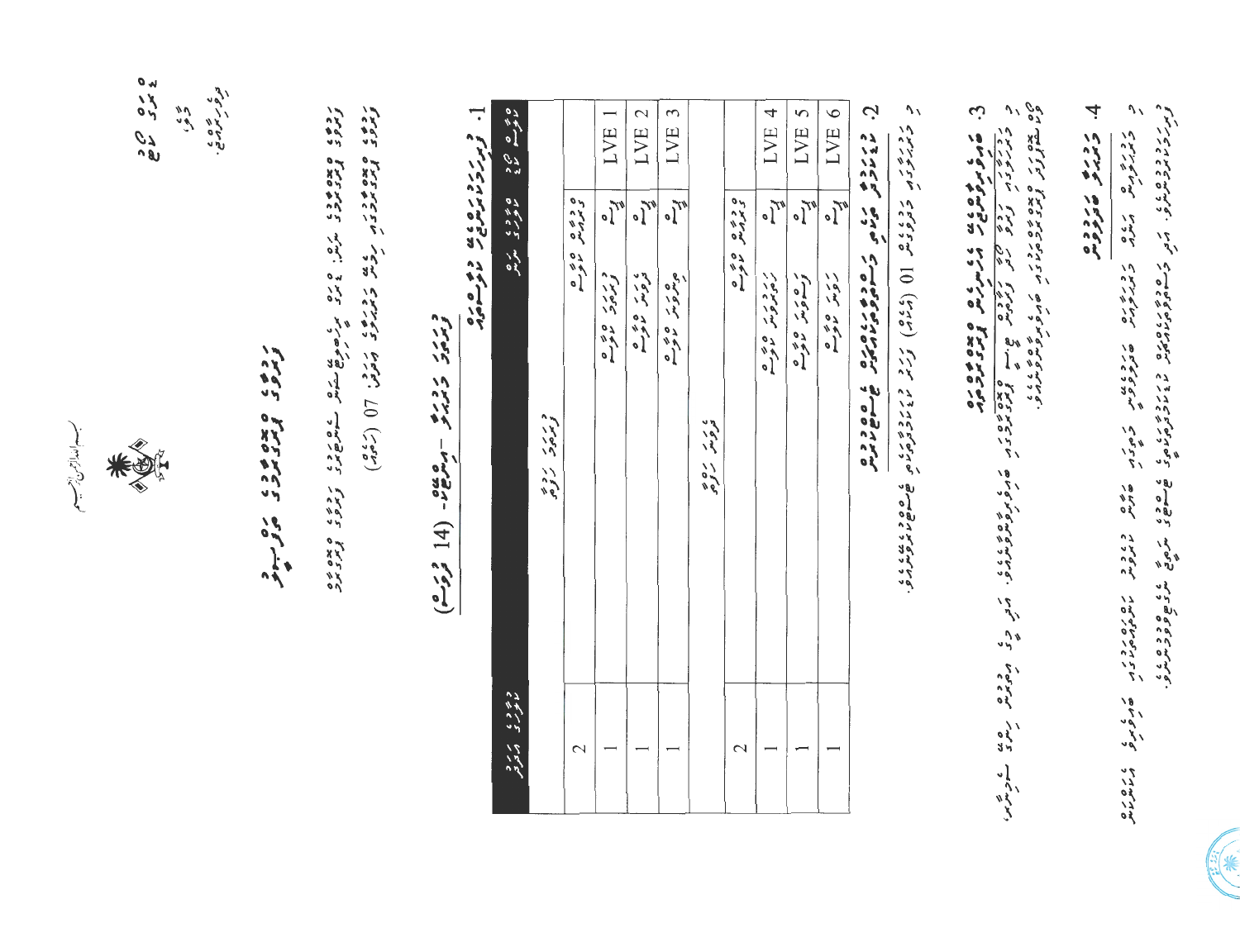بسم الله الرحمن الرحيم

# ޤައުމީ ސަނަދުގެ ކޯސް ފްރޭމްވޯކް

ޤައުމީ ސަނަދުގެ ނަން: ...

ޤައުމީ ސަނަދުގެ ފެންވަރު: (ލެވެލް) 07

## ޤައުމީ ސަނަދު - ސެޓްފިކެޓް (14 ކްރެޑިޓް)

### 1. ޤައުމީ ސަނަދުގައި ހިމެނޭ ޔުނިޓްތައް

| ޔުނިޓް ކޯޑް | ޔުނިޓްގެ ބާވަތް | ޔުނިޓްގެ ނަން | ކްރެޑިޓް ޕޮއިންޓް |
|---|---|---|---|
| | ... | ... | 2 |
| LVE 1 | ކޯ | ... | 1 |
| LVE 2 | ކޯ | ... | 1 |
| LVE 3 | ކޯ | ... | 1 |
| | ... | ... | 2 |
| LVE 4 | ކޯ | ... | 1 |
| LVE 5 | ކޯ | ... | 1 |
| LVE 6 | ކޯ | ... | 1 |

### 2. ...

... 01 (އެކެއް) ...

### 3. ...

...

### 4. ...

...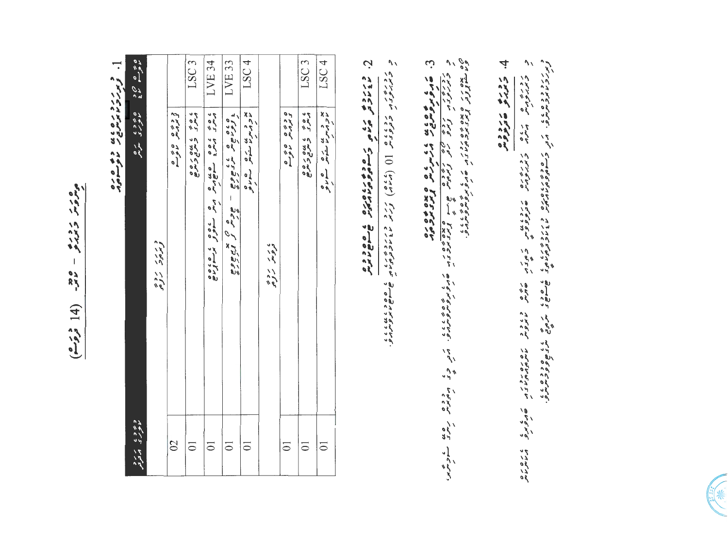# ޖަދުވަލު (14)

1.

| ރޭންކް ކޯޑް | ވަޒީފާގެ ނަން | ވަޒީފާގެ ޢަދަދު |
|---|---|---|
| | | |
| | | 02 |
| LSC 3 | | 01 |
| LVE 34 | | 01 |
| LVE 33 | | 01 |
| LSC 4 | | 01 |
| | | |
| | | 01 |
| LSC 3 | | 01 |
| LSC 4 | | 01 |

2.

01 (އެކެއް)

3.

4.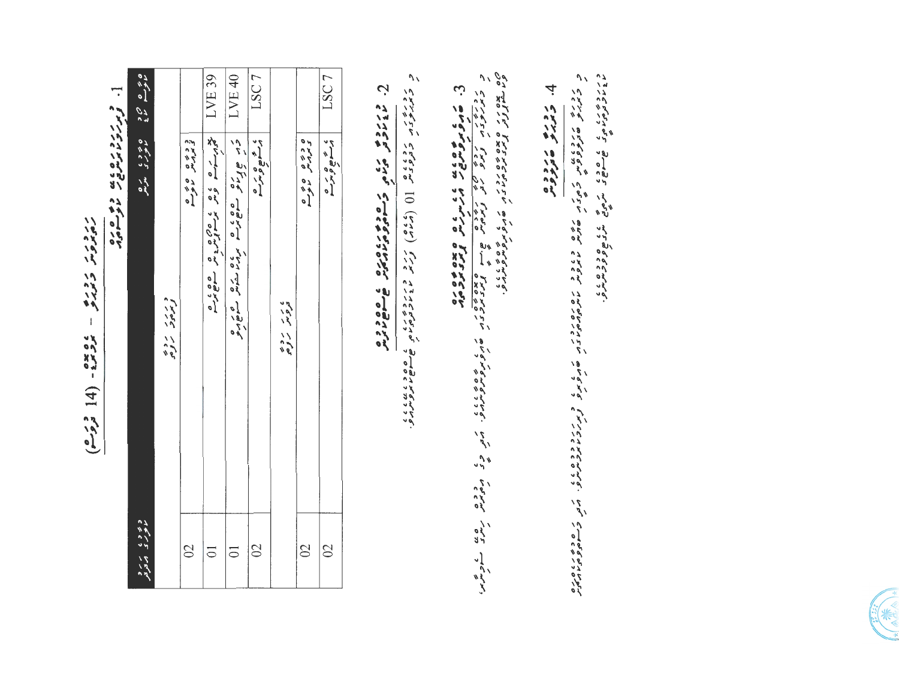# (14) ވަނަ ހަފްތާ

## 1. ދަސްކުރަންޖެހޭ ލަރނިންގ އައުޓްކަމްސް

| ކޯޑް | ސަބް ސްޓްރޭންޑް | ދަސްކުރަންޖެހޭ ކަންތައް | ދުވަސް |
|---|---|---|---|
| | | | |
| | | | 02 |
| LVE 39 | | | 01 |
| LVE 40 | | | 01 |
| LSC 7 | | | 02 |
| | | | |
| | | | 02 |
| LSC 7 | | | 02 |

## 2.

... 01 (އެކެއް) ...

## 3.

...

## 4.

...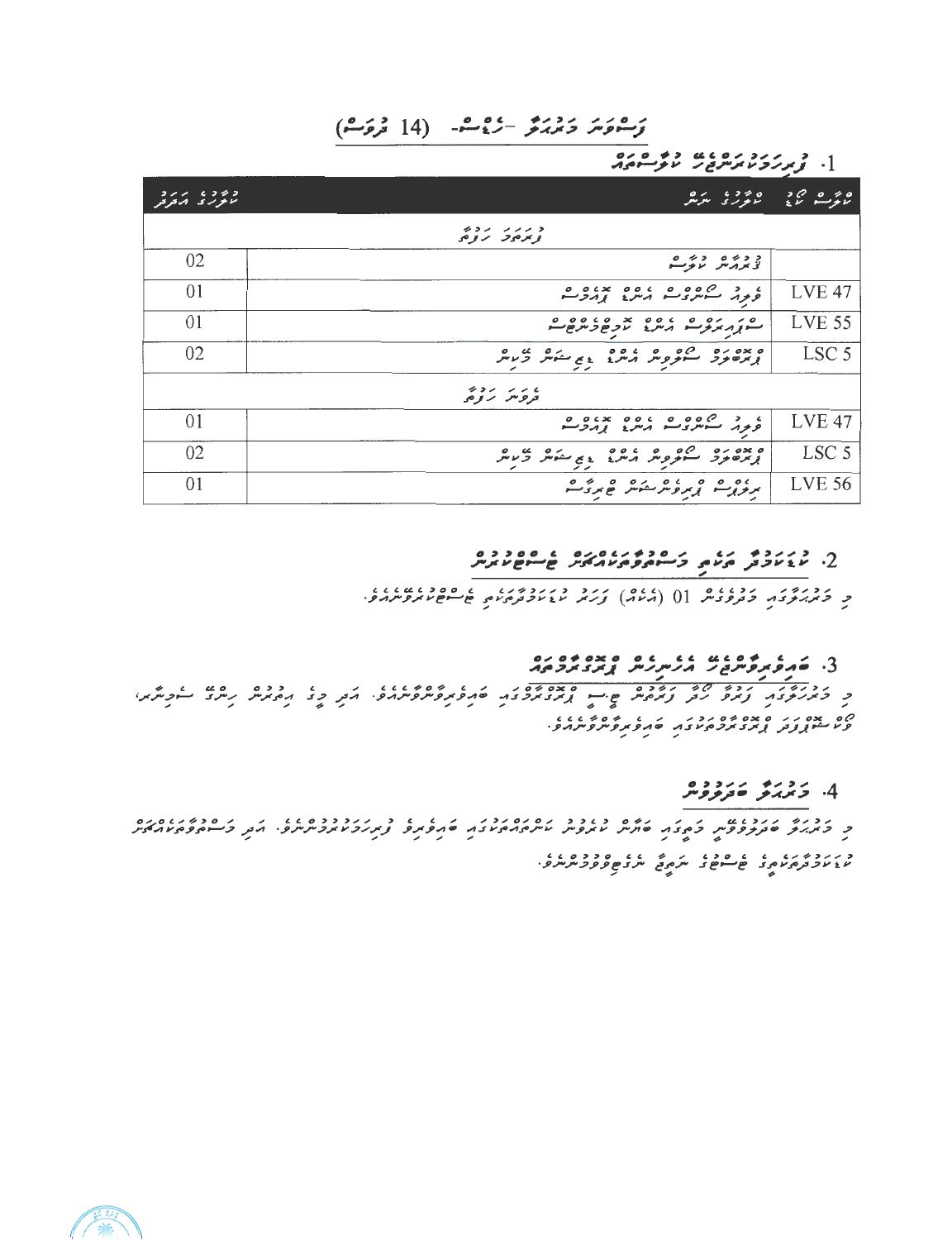# ފަސްވަނަ މަރުޙަލާ -ހޯމްސް- (14 ދުވަސް)

## 1. ފުރިހަމަކުރަންޖެހޭ ކޯސްތައް

| ކޯސް ކޯޑު | ކޯހުގެ ނަން | ކްރެޑިޓު އަދަދު |
|---|---|---|
| | ފުރަތަމަ ހަފްތާ | |
| | ޤުރުއާން ކިލާސް | 02 |
| LVE 47 | ވޯކް ސްކިލްސް އެންޑް ޕްރެކްޓިސް | 01 |
| LVE 55 | ސުޕަރވިޝަން އެންޑް ކާރިކިއުލަމް | 01 |
| LSC 5 | ޕްރޮފެޝަނަލް ސްކިލިން އެންޑް ޑިވިޝަން ޑިޒައިން | 02 |
| | ދެވަނަ ހަފްތާ | |
| LVE 47 | ވޯކް ސްކިލްސް އެންޑް ޕްރެކްޓިސް | 01 |
| LSC 5 | ޕްރޮފެޝަނަލް ސްކިލިން އެންޑް ޑިވިޝަން ޑިޒައިން | 02 |
| LVE 56 | ރިލޭޝަންސް ފްރާންޓިޝަން ޕްރޮސެސް | 01 |

## 2. ކޯސްވަރކް ތަކާއި މަސައްކަތްތަކާއި ޓެސްޓްކުރުން

މި މަރުޙަލާގައި މަދުވެގެން 01 (އެކެއް) ފަހަރު ކޯސްވަރކް ތަކާއި ޓެސްޓްކުރެވޭނެއެވެ.

## 3. ބައިވެރިވާންޖެހޭ އެހެނިހެން ޕްރޮގްރާމްތައް

މި މަރުޙަލާގައި ފުރަތަމަ ހަފްތާ ފުރަތަމަ ދުވަހުން ފެށިގެން ޕްރޮގްރާމްގައި ބައިވެރިވާންވާނެއެވެ. އަދި މީގެ އިތުރުން ހިނގާ ސެމިނާރ، ވޯކްޝޮޕްތަކާއި ޕްރޮގްރާމްތަކުގައި ބައިވެރިވާންވާނެއެވެ.

## 4. މަރުޙަލާ ބަދަލުވުން

މި މަރުޙަލާ ބަދަލުވާނީ މުޅިގައި ބޭނުން ކުރެވުނު ކަންތައްތަކުގައި ބައިވެރިވެ ފުރިހަމަކުރުމުންނެވެ. އަދި މަސައްކަތްތަކާއި ކޯސްވަރކްތަކާއި ޓެސްޓްގެ ނަތީޖާ ރަނގަޅުވުމުންނެވެ.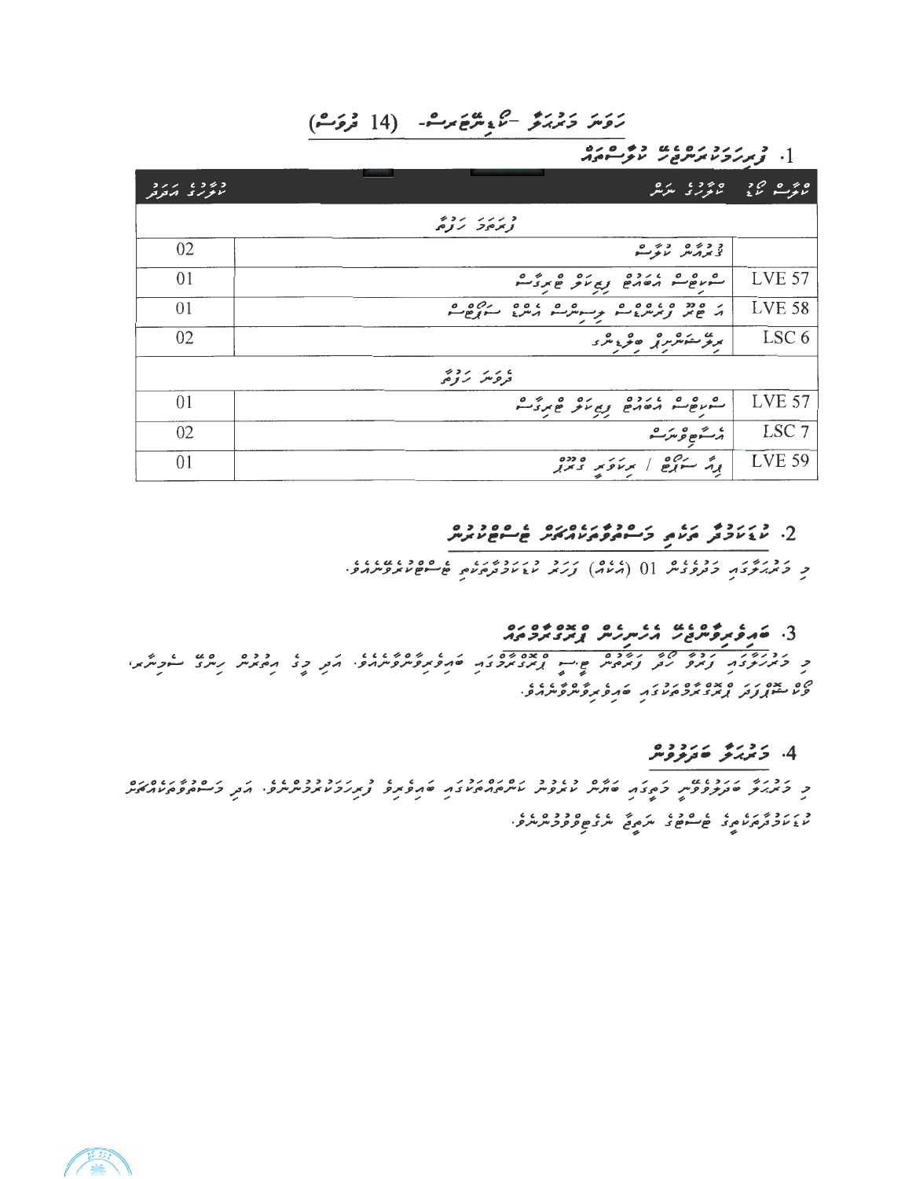# ހަވަނަ މަރުޙަލާ -ކެޕްސްޓޯން- (14 ދުވަސް)

## 1. ފުރިހަމަކުރަންޖެހޭ ކޯސްތައް

| ކޯސް ކޯޑް | ކޯސްގެ ނަން | ކްރެޑިޓް އަދަދު |
|---|---|---|
| | **ފުރަތަމަ ހަފްތާ** | |
| | ޤުރުއާން ކޯސް | 02 |
| LVE 57 | ސްކިލްސް އެގެއިންސްޓް ރިލެޕްސް ޕްރިވެންޝަން | 01 |
| LVE 58 | އަ ޓްރޫ ފްރެންޑްސް ލިސަނިންގ އެންޑް ސަޕޯޓް | 01 |
| LSC 6 | ރިޒިލިއަންސް ބިލްޑިންގ | 02 |
| | **ދެވަނަ ހަފްތާ** | |
| LVE 57 | ސްކިލްސް އެގެއިންސްޓް ރިލެޕްސް ޕްރިވެންޝަން | 01 |
| LSC 7 | އެސަރޓިވްނަސް | 02 |
| LVE 59 | ޕިއާ ސަޕޯޓް / ރިކަވަރީ ގުރޫޕް | 01 |

## 2. ކޮމިއުނިޓީ ލެވަލް މަސައްކަތްތަކާއި ޕްރޮޖެކްޓްތަކުން

މި މަރުޙަލާގައި މަދުވެގެން 01 (އެކެއް) ފަހަރު ކޮމިއުނިޓީއަކީ ޕްރޮޖެކްޓެއް ކުރުވާންވާނެއެވެ.

## 3. ބައިވެރިވާންޖެހޭ އެހެނިހެން ޕްރޮގްރާމްތައް

މި މަރުޙަލާގައި ފަހުމް ހޯދާ ފަހަރެއްނަން ބޭނުމާ ޕްރޮގްރާމްތަކުގައި ބައިވެރިވާންވާނެއެވެ. އަދި މީގެ އިތުރުން ހިންގާ ސެޝަންތައް، ވޯކްޝޮޕްފަދަ ޕްރޮގްރާމްތަކުގައި ބައިވެރިވާންވާނެއެވެ.

## 4. މަރުޙަލާ ބަދަލުވުން

މި މަރުޙަލާ ބަދަލުވުމަށް މިބައިގައި ބުނާ ކަންކަން ކުރިއަށް ގެންދިއުމަށް ޓަކައި ބައިވެރިވި ފުރިހަމަކުރަންޖެހޭނެއެވެ. އަދި މަސައްކަތްތަކާއި ޕްރޮޖެކްޓްތަކުގެ ނަތީޖާ ނެރެވިފައިވާންވާނެއެވެ.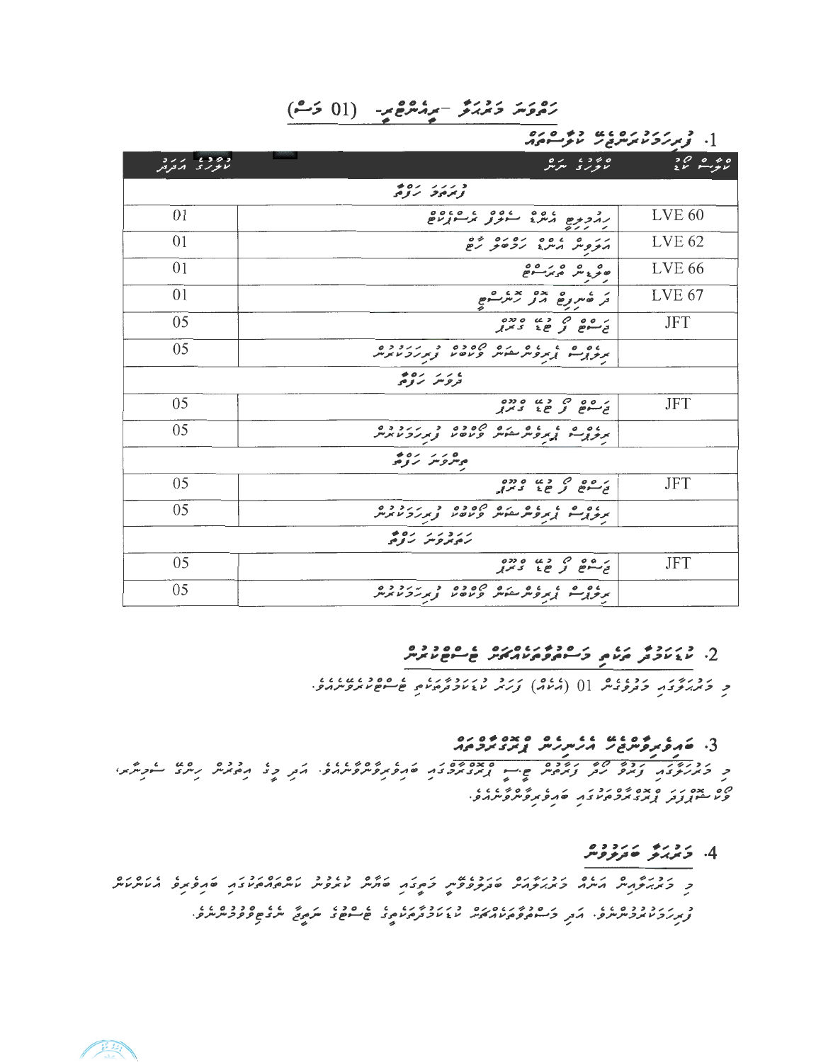# ހޮޓަލް މެނޭޖް -ރިއެންޓް (01 މަސް)

## 1. ފުރިހަމަކުރަންޖެހޭ ކޯސްތައް

| ކޯސް ކޯޑް | ކޯސްގެ ނަން | ކްރެޑިޓުގެ އަދަދު |
|---|---|---|
| | ފުރަތަމަ ހަފްތާ | |
| LVE 60 | ހައިޖީން އެންޑް ސޭފްޓީ ޕްރޮސީޖަރސް | 01 |
| LVE 62 | އަމިއްލަ އެންޑް ހަމަބަލު ހުނަރު | 01 |
| LVE 66 | ބިޒްނަސް ކޮމިއުނިކޭޝަން | 01 |
| LVE 67 | ދަ ބިޒިނަސް އޮފް ހޮސްޕިޓަލިޓީ | 01 |
| JFT | ޖަސްޓް ފޮ ޖޮބް ޓްރޭނިން | 05 |
| | ރިލޭޓެޑް ފީލްޑް ސެޝަން ޕްރެކްޓިކަލް ޓްރޭނިން | 05 |
| | ދެވަނަ ހަފްތާ | |
| JFT | ޖަސްޓް ފޮ ޖޮބް ޓްރޭނިން | 05 |
| | ރިލޭޓެޑް ފީލްޑް ސެޝަން ޕްރެކްޓިކަލް ޓްރޭނިން | 05 |
| | ތިންވަނަ ހަފްތާ | |
| JFT | ޖަސްޓް ފޮ ޖޮބް ޓްރޭނިން | 05 |
| | ރިލޭޓެޑް ފީލްޑް ސެޝަން ޕްރެކްޓިކަލް ޓްރޭނިން | 05 |
| | ހަތަރުވަނަ ހަފްތާ | |
| JFT | ޖަސްޓް ފޮ ޖޮބް ޓްރޭނިން | 05 |
| | ރިލޭޓެޑް ފީލްޑް ސެޝަން ޕްރެކްޓިކަލް ޓްރޭނިން | 05 |

## 2. ކޯސް ކުރިއަށް ގެންދާނެ މުއްދަތު

މި މަޤާމަށް ކުރެވޭނީ 01 (އެކެއް) މަސްދުވަހުގެ ކޯސްކުރުމަށްފަހު ޚާއްޞަ ތަމްރީނުތަކެވެ.

## 3. ބައިވެރިވާންޖެހޭ ޝަރުޠުތައް

މި މަޤާމުގައި ވަޒީފާ ހޯދުމަށް ޖީ.ސީ ސެކަންޑަރީ ސަނަދުގައި ބައިވެރިވާންޖެހެއެވެ. އަދި މީގެ އިތުރުން ހިންގާ ސަރުކާރު، ވޮކޭޝަނަލް ސެކަންޑަރީ ޕްރޮގްރާމްތަކުގައި ބައިވެރިވާންޖެހެއެވެ.

## 4. މަސައްކަތް ބަދަލުވުން

މި މަޤާމުގައި އަމަލު ކުރަންޖެހޭ ބަދަލުތައް ކުރިމަތިވާ ކަމެއް ކަނޑައަޅައިގެން ކޯސްތަކުގައި ބައިވެރިވާ އެކަށަގެން ފުރިހަމަކުރަންޖެހެއެވެ. އަދި މަސައްކަތްތަކަށް ކޯސްކުރުމުގައި ޖެހޭގޮތަށް ދަނޑި ބަހައްޓާނެއެވެ.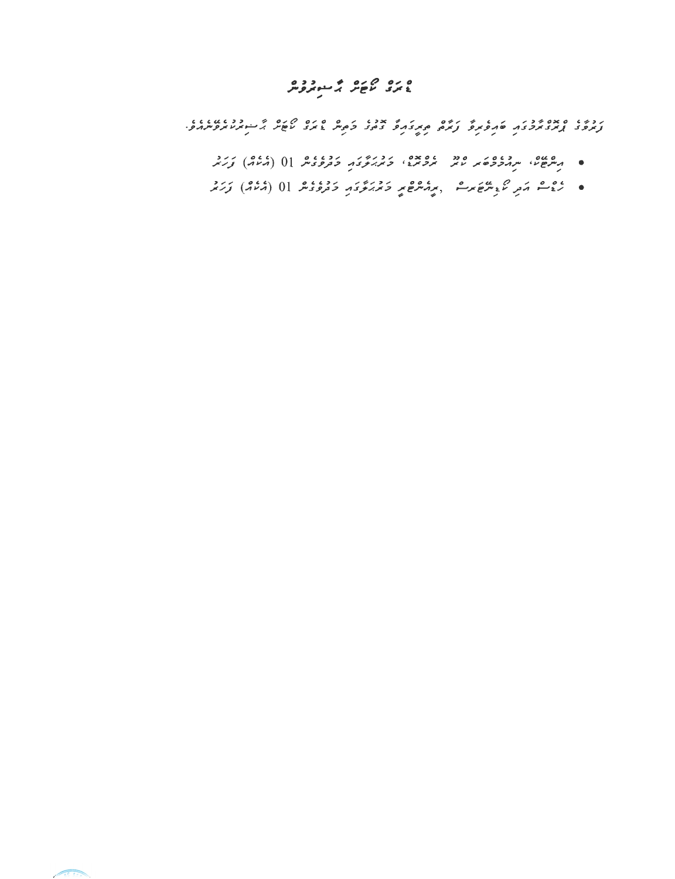# ޕްރައިސް ކޯޓޭޝަން ހާސިލްކުރުން

ފަރުވާގެ ޕްރޮޖެކްޓުތަކުގައި ބައިވެރިވާ ފަރާތް ތިރީގައިވާ ގޮތުގެ މަތިން ޕްރައިސް ކޯޓޭޝަން ހާސިލްކުރަންވާނެއެވެ.

- އިންޖީނު، ނިޝާނުއާއި މޮޑެލް ނަމްބަރު، މަސައްކަތާގައި މަދުވެގެން 01 (އެކެއް) ފަރާތު
- ހެލްސް އަދި ކާޑިއޮތޮރެސިކް ,ރިއެންޓްރީ މަސައްކަތާގައި މަދުވެގެން 01 (އެކެއް) ފަރާތު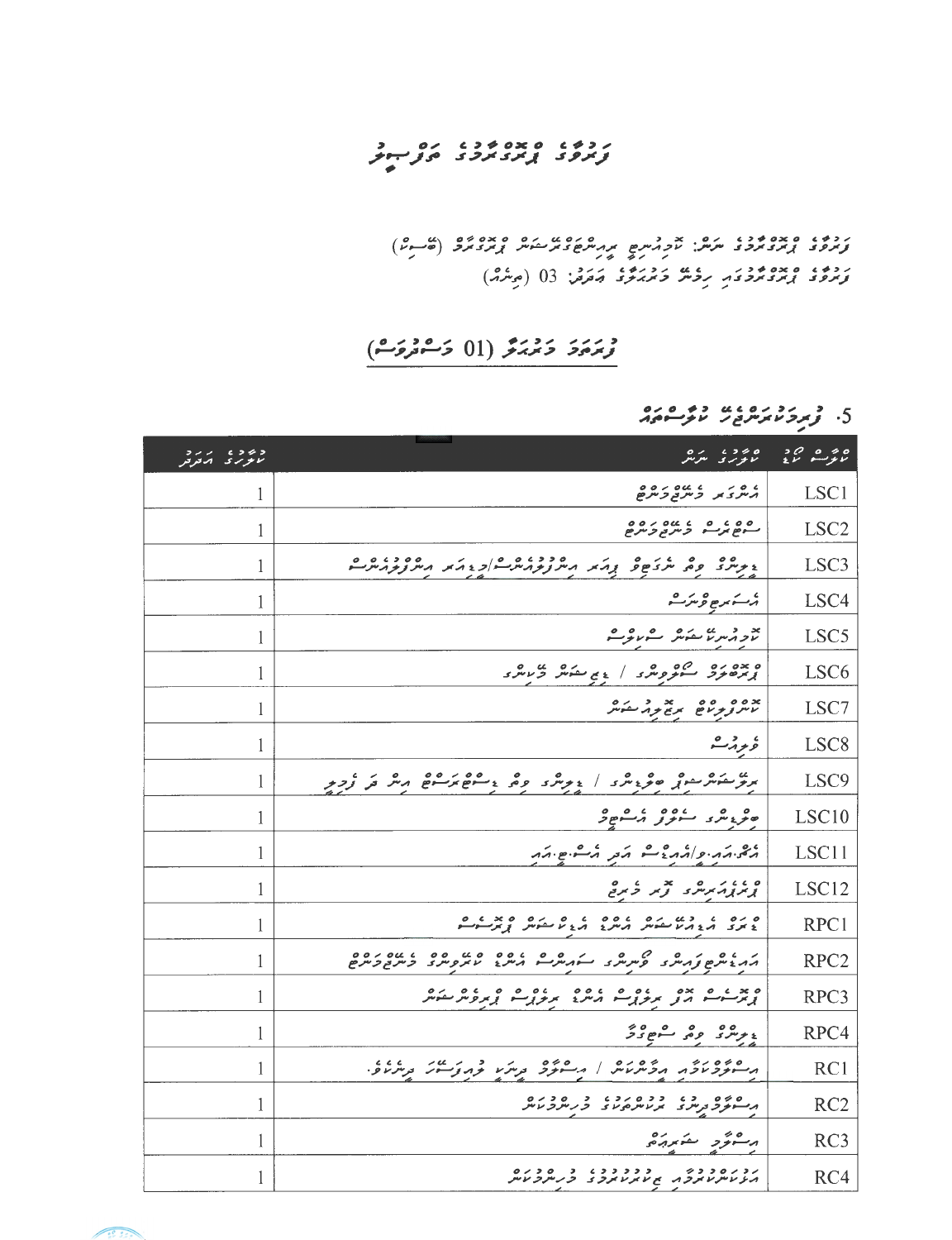# ފަންވަތުގެ ޤާބިލިއްޔަތުގެ ތަފްޞީލު

ފަންވަތުގެ ޤާބިލިއްޔަތުގެ ނަން: ކާރުއިންޖީ ރިއިންޓަރެސްޓް ޤާބިލިއްޔަތު (ބޭސިކް)

ފަންވަތުގެ ޤާބިލިއްޔަތުގައި ހިމެނޭ މޮޑިއުލްތަކުގެ އަދަދު: 03 (ތިނެއް)

## ފުރަތަމަ މޮޑިއުލް (01 މަސްދުވަސް)

### 5. ފުރިހަމަކުރަންޖެހޭ ޔުނިޓްތައް

| ޔުނިޓް ކޯޑް | ޔުނިޓުގެ ނަން | ކްރެޑިޓް އަދަދު |
|---|---|---|
| LSC1 | އިނގިރޭސި މުޢާމަލާތް | 1 |
| LSC2 | ސްޓާފުން މުޢާމަލާތް | 1 |
| LSC3 | ޞިއްޙީ ގޮތުން ރައްކާތެރި އިންފެކްޝަން/ޑިޒީޒް އިންފެކްޝަން | 1 |
| LSC4 | އެސެޓްސް ފިނޭންސް | 1 |
| LSC5 | ކާރުއިންޓަރެސްޓް ސްކިލްސް | 1 |
| LSC6 | ޕްރޮފެޝަނަލް ސްކިލްސް / ޑިސިޝަން މޭކިންގ | 1 |
| LSC7 | ކަންސިލިއޭޝަން ރިޕޯޓިންގ | 1 |
| LSC8 | ފިލޯސަފީ | 1 |
| LSC9 | ރިސަރޗް ބޭސިކްސް / ޞިއްޙީ ގޮތުން ޑިސްއޯޑަރސް އިން ދަ ފީލްޑް | 1 |
| LSC10 | ބޭސިކް ސްކިލްސް އެސެސްމަންޓް | 1 |
| LSC11 | އެޗް.އައި.ވީ/އެއިޑްސް އަދި އެސް.ޓީ.އައި | 1 |
| LSC12 | ޕްރޮފެޝަނަލް ލޯ އެތިކްސް | 1 |
| RPC1 | ޑެވެލޮޕްމަންޓަލް އެސެސްމަންޓް އެންޑް ޕްރޮސެސް | 1 |
| RPC2 | ކޮމިއުނިޓީ ބޭސްޑް ސަޕޯޓް އެންޑް ކަރިކިއުލަމް މުޢާމަލާތް | 1 |
| RPC3 | ޕްރޮސެސް އޮފް ރިހެބިލިޓޭޝަން އެންޑް ރިޕޯޓް ރައިޓިންގ | 1 |
| RPC4 | ޞިއްޙީ ގޮތުން ސޭފްޓީ | 1 |
| RC1 | އިސްލާމީ ކަލްޗަރ / އިސްލާމީ ތަރިކަ ދިވެހި ތާރީޚު. | 1 |
| RC2 | އިސްލާމީ ދީނުގެ މުޢާމަލާތުގެ ޤަވާޢިދު | 1 |
| RC3 | އިސްލާމީ ޢަޤީދާ | 1 |
| RC4 | ދިވެހިރާއްޖޭގެ ޤާނޫނުއަސާސީގެ ޤަވާޢިދު | 1 |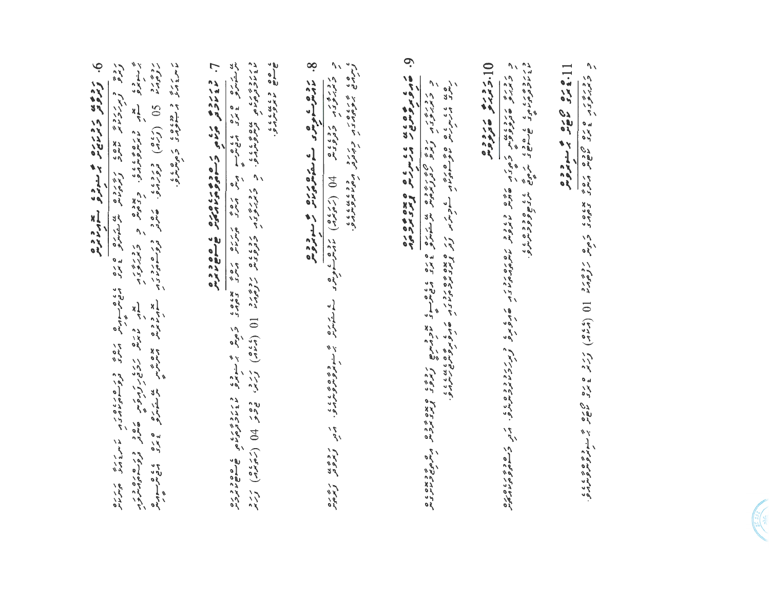## 6. ފިނޭންސް ކޮމިޓީގެ ރިޕޯޓް

05 (ފަހެއް)

## 7. ކައުންސިލަށް ލިބިފައިވާ ސިޓީތައް

01 (އެކެއް) ... 04 (ހަތަރެއް)

## 8. ކައުންސިލަށް ހުށަހެޅުން

04 (ހަތަރެއް)

## 9.

## 10.

## 11. ޖަލްސާ ނިންމުން

01 (އެކެއް)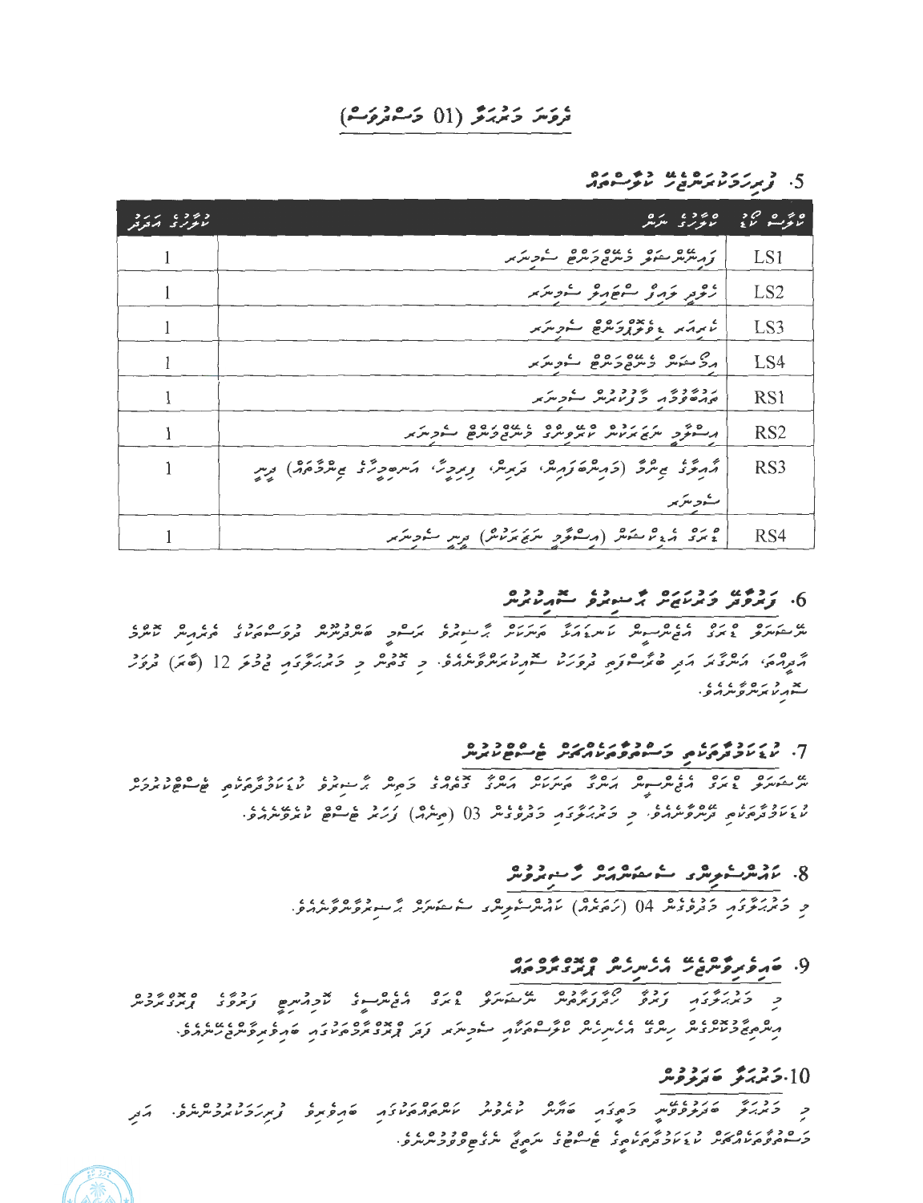## ދުވަސް މަދަރުސާ (01 މަސްދުވަސް)

### 5. ފުރިހަމަކުރަންޖެހޭ ކޯސްތައް

| ކޯސް ކޯޑް | ކޯހުގެ ނަން | ކޯހުގެ އަދަދު |
|---|---|---|
| LS1 | ފައުންޑޭޝަނަލް ލީޑަރޝިޕް ސްކިލްސް | 1 |
| LS2 | ޓީމް ވަރކް ސްޓައިލް ސްކިލްސް | 1 |
| LS3 | ކުރައުޑް މެނޭޖްމަންޓް ސްކިލްސް | 1 |
| LS4 | އެޑްވާންސް ލީޑަރޝިޕް ސްކިލްސް | 1 |
| RS1 | ބޭސިކް ވޯޓަރ ރެސްކިއު ސްކިލްސް | 1 |
| RS2 | އިސްކޯލް ނަރުހަރުން ކުރިއަރައިގަތުމުގެ ލީޑަރޝިޕް ސްކިލްސް | 1 |
| RS3 | އާއިލާގެ ޖިންސީ (ފައިންޑިއަރިން، ފަރިން، ފިރިމީހާ، އަނބިމީހާގެ ޖިންސީ ރައްކާ) ދިރި ސްކިލްސް | 1 |
| RS4 | ޖެހިގެން އައިސް ކުރާ (އިސްކޯލް ނަރުހަރުން) ދިރި ސްކިލްސް | 1 |

### 6. ފަރުވާދޭ މަދަނީ ތަރުބިޔަތު ޕްރޮގްރާމް ސާރވިސް

ނޭޝަނަލް ޖޭގެ އެޑްވެންޗަރ ކަށިގަނޑުގެ ބައިބައި ޕްރޮގްރާމް ނަގާފައި އެތަކެއް ބައިތަކުން ދުވަސްތަކުގެ ތެރެއިން ކޯސް ލީޑަރަށް، އަންގާފައިވާ ފަދަ ފޮރުވިފައި ދުވަހު ސާރވިސް ކުރުމަށް. މި ކޯހަށް މި މަދަރުސާގައި ޖުމްލަ 12 (ބާރަ) ދުވަހު ސާރވިސް ކުރަންވާނެއެވެ.

### 7. ކުޅިވަރުތަކާއި މަސްއޫލިއްޔަތު ޖަވާބުދާރީ

ނޭޝަނަލް ޖޭގެ އެޑްވެންޗަރ އަކީ ތަރުބިޔަތު އަސާސް ޒަމާނީ މަރުކަޒު ފަދަ ޕްރޮގްރާމް ކުޅިވަރުތަކާއި ޖަވާބުދާރީ ކުޅިވަރުތަކާއި ދާންވާނެއެވެ. މި މަދަރުސާގައި މަދުވެގެން 03 (ތިނެއް) ފަހަރު ޖަވާބު ކުރަންވާނެއެވެ.

### 8. ކޮމިއުނިޓީގެ ސަރަހައްދު ޕްރޮގްރާމް

މި މަދަރުސާގައި މަދުވެގެން 04 (ހަތަރެއް) ކޮމިއުނިޓީގެ ސަރަހައްދު ޕްރޮގްރާމްތަކެއް ކުރަންވާނެއެވެ.

### 9. ބައިވެރިވާންޖެހޭ އެހީތެރިކަން ފޯރުކޮށްދިނުން

މި މަދަރުސާގައި ފަރުވާ ހުށަހަޅައިދޭ ނޭޝަނަލް ޖޭގެ އެޑްވެންޗަރގެ ކާމިޔާބު ފަރުވާގެ ފޯރުކޮށްދިނުން ދިނުމުގެ ކުރިން ހިންގޭ އެހީތެރިކަމުގެ ކޯސްތަކުގެ ސްކިލްސް ފަދަ ފޯރުކޮށްދިނުމުގައި ބައިވެރިވާންޖެހޭނެއެވެ.

### 10. މަދަރުސާ ބަދަލުވުން

މި މަދަރުސާ ބަދަލުވުމަކީ މަތީގައި ބަޔާން ކުރެވުނު ކަންތައްތަކުގައި ބައިވެރިވެ ފުރިހަމަކުރުމުންނެވެ. އަދި މަސްއޫލިއްޔަތު ކުޅިވަރުތަކާއި ޖަވާބުދާރީ ނިޔަލާ ނިމުމަށް ފެށުމުންނެވެ.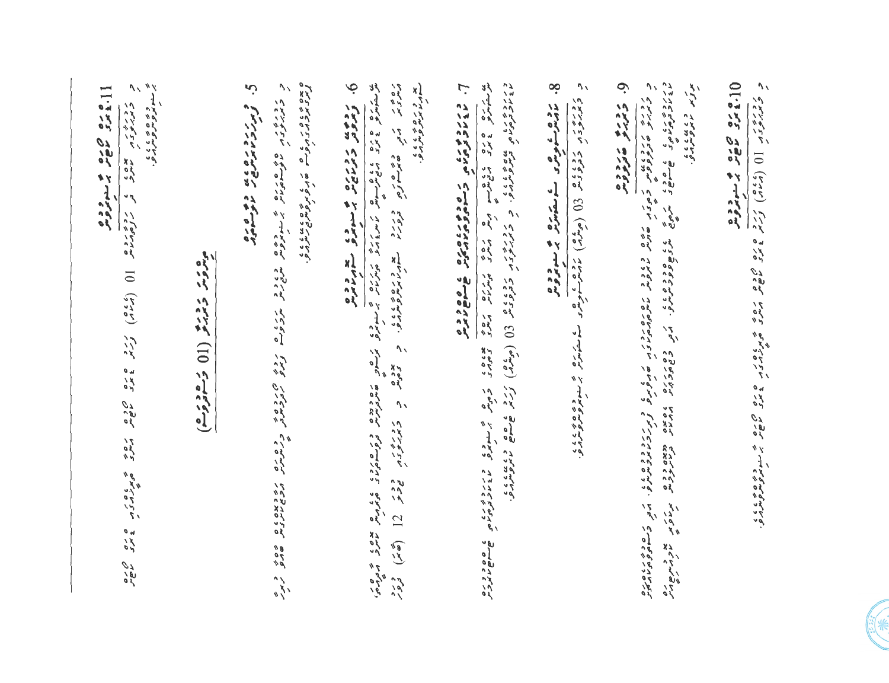**11. ޖަމާޢަތުގެ ޗެއަރޕަރސަން**

ޖަމާޢަތުގެ ޗެއަރޕަރސަން ... 01 (އެކެއް) ... ހުންނާނެއެވެ.

## (01) ވަނަ ޖަދުވަލު

**5. ...**

...

**6. ...**

... 12 (ބާރަ) ...

**7. ...**

... 03 (ތިނެއް) ...

**8. ...**

... 03 (ތިނެއް) ...

**9. ...**

...

**10. ޖަމާޢަތުގެ ޗެއަރޕަރސަން**

... 01 (އެކެއް) ... ޖަމާޢަތުގެ ޗެއަރޕަރސަން ... ހުންނާނެއެވެ.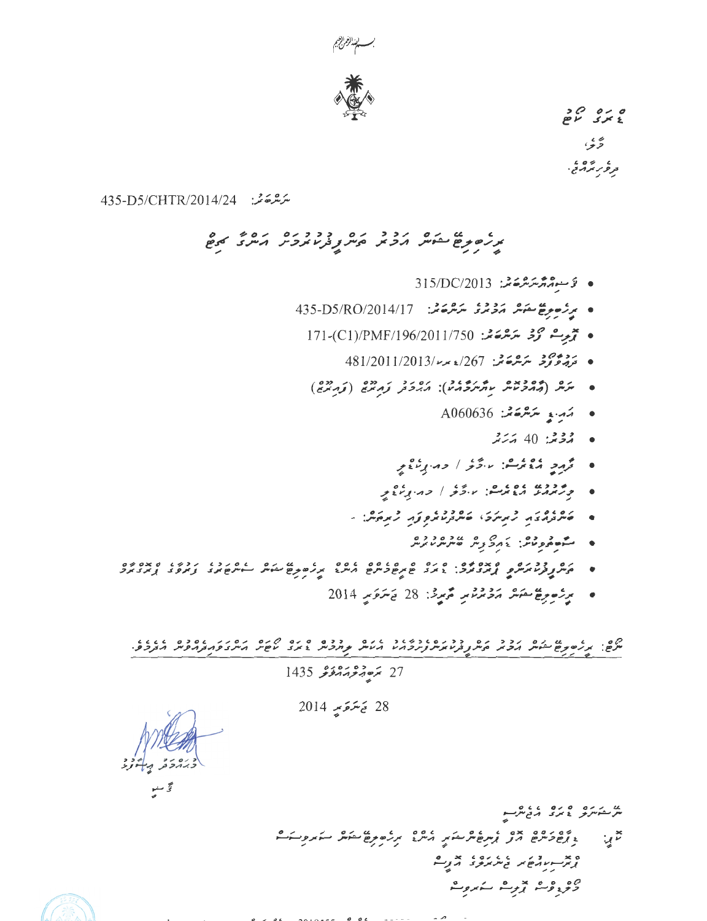ބިސްމިﷲ الرحمن الرحيم

ޕެރޯލް ބޯޑު

މާލެ،

ދިވެހިރާއްޖެ.

ނަންބަރު: 435-D5/CHTR/2014/24

# ޕްރޮބޭޝަން އަމުރު ތަންފީޛުކުރުމަށް އަންގާ ޗިޓު

- ޤަޟިއްޔާނަންބަރު: 315/DC/2013
- ޕްރޮބޭޝަން އަމުރުގެ ނަންބަރު: 435-D5/RO/2014/17
- ޕޮލިސް ފައިލް ނަންބަރު: 171-(C1)/PMF/196/2011/750
- ދަޢުވާފައިލް ނަންބަރު: 481/2011/2013/ޖނ/267
- ނަން (އެޑްރެސް ދާއިމީއެޑްރެސް): އަހުމަދު ފައިރޫޒް (ފައިރޫޒް)
- އައިޑީ ނަންބަރު: A060636
- އުމުރު: 40 އަހަރު
- ދާއިމީ އެޑްރެސް: ކ.މާލެ / މއ. ފިނިކާޖު
- މިހާރުގެ އެޑްރެސް: ކ.މާލެ / މއ. ފިނިކާޖު
- ބަންދުގައި ހުރިނަމަ، ބަންދުކުރެވިފައި ހުރިތަން: -
- ސާބިތުވި ކުށް: ގައިމުދޫން ބޭނުންކުރުން
- ތަންފީޛުކުރަންޖެހޭ ފަރާތްތައް: ޕެރޯލް ބޯޑާއި ޖުވެނައިލް އެންޑް ޕްރޮބޭޝަން ސަރވިސަސް ބަހައްޓާ ޤާނޫނީ ފަރާތްތައް
- ޕްރޮބޭޝަން އަމުރުނެރުނު ތާރީޚް: 28 ޖަނަވަރީ 2014

ނޯޓް: ޕްރޮބޭޝަން އަމުރު ތަންފީޛުކުރުމަށްފަހު އެކަން ލިޔުމުން ޕެރޯލް ބޯޑަށް އަންގައިދިނުން އެދެމެވެ.

27 ރަބީޢުލްއައްވަލް 1435

28 ޖަނަވަރީ 2014

މުހައްމަދު ރިޝްވާން

ޗެއާ

ނޭޝަނަލް ޕެރޯލް އޮތޯރިޓީ

ކޮޕީ: ޑިޕާޓްމަންޓް އޮފް ޖުވެނައިލް ޖަސްޓިސް އެންޑް ޕްރޮބޭޝަން ސަރވިސަސް

ޕްރޮސިކިއުޓަރ ޖެނެރަލްގެ އޮފީސް

މޯލްޑިވްސް ޕޮލިސް ސަރވިސް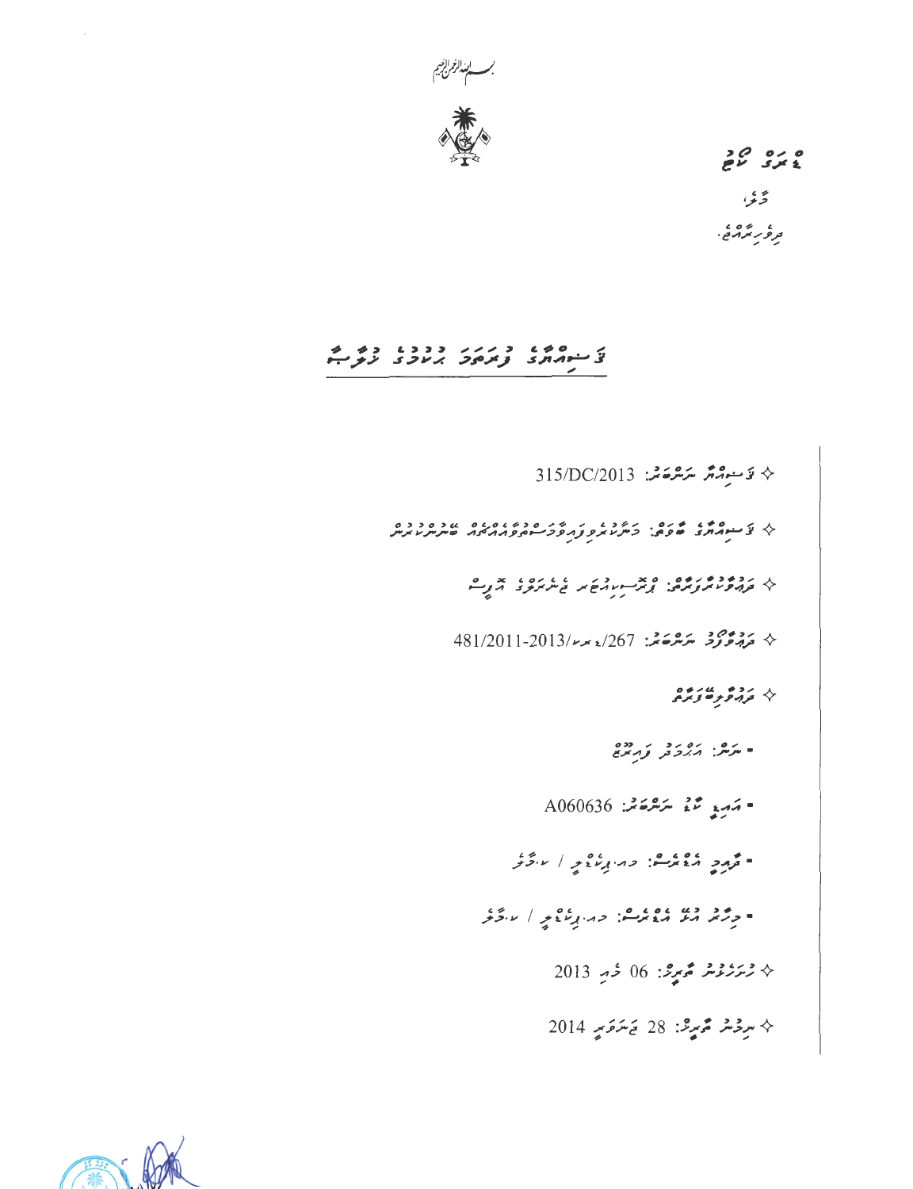بسم الله الرحمن الرحيم

ޑްރަގް ކޯޓު

މާލެ،

ދިވެހިރާއްޖެ.

# ފައިސަލާގެ ފުރިހަމަ ހުކުމުގެ ޚުލާޞާ

- ފައިސަލާ ނަންބަރު: 315/DC/2013
- ފައިސަލާގެ ބާވަތް: މަނާކުރެވިފައިވާ މަސްތުވާތަކެތި ބޭނުންކުރުން
- ދައުވާކުރި ފަރާތް: ޕްރޮސިކިއުޓަރ ޖެނެރަލްގެ އޮފީސް
- ދައުވާގެ ނަންބަރު: 481/2011-2013/ޢރ/267
- ދައުވާލިބޭފަރާތް
  - ނަން: އަހުމަދު ފައިރޫޒް
  - އައިޑީ ކާޑު ނަންބަރު: A060636
  - ދާއިމީ އެޑްރެސް: މއ.ފިނިކެޔޮ / ކ.މާލެ
  - މިހާރު އުޅޭ އެޑްރެސް: މއ.ފިނިކެޔޮ / ކ.މާލެ
- ހުށަހެޅުނު ތާރީޚް: 06 މޭ 2013
- ނިމުނު ތާރީޚް: 28 ޖަނަވަރީ 2014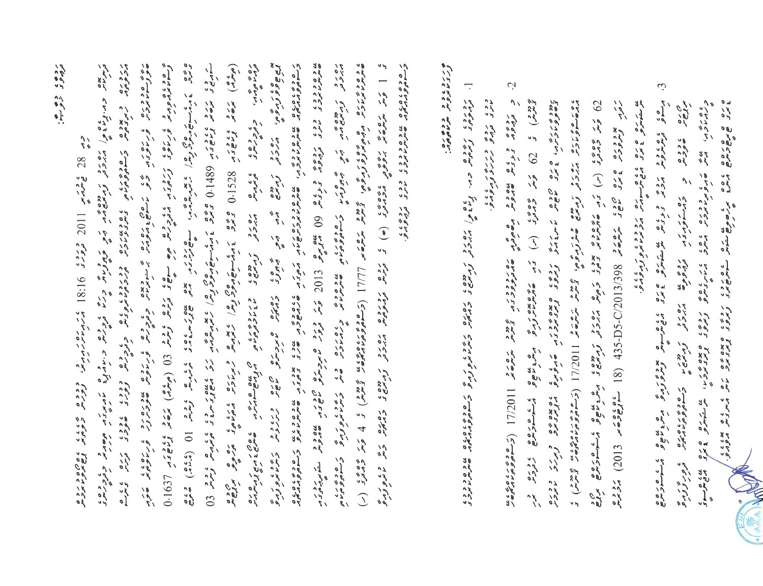ދަޢުވާގެ ޚުލާސާ:

މި މައްސަލައަކީ 28 ޖޫން 2011 ވަނަ ދުވަހުގެ 18:16 ހާއިރު ދ. ކުޑަހުވަދޫ/ އަޙްމަދު ... ގެ ގެކޮޅުގައި ... 03 (ތިނެއް) ސެލޮފޭން ކޮތަޅު ... 0.1637 ގްރާމް ... 01 (އެކެއް) ... 0.1489 ގްރާމް ... 03 ... 0.1528 ގްރާމް ... 09 ޖަނަވަރީ 2013 ވަނަ ދުވަހު ... 17/77 (މަނާކުރެވިފައިވާ މަސްތުވާތަކެތީގެ ޤާނޫނު) ގެ 4 ވަނަ މާއްދާގެ (ށ) ... 1 ވަނަ ... (ހ) ...

ދެ ފަރާތުގެ ބަޔާން:

1. ދަޢުވާލިބޭ ފަރާތް ދ. ކުޑަހުވަދޫ/ އަޙްމަދު ...

2. ... 17/2011 (މަނާކުރެވިފައިވާ މަސްތުވާތަކެތީގެ ޤާނޫނު) ... 62 ވަނަ މާއްދާގެ (ހ) ... 17/2011 (މަނާކުރެވިފައިވާ މަސްތުވާތަކެތީގެ ޤާނޫނު) ގެ ... 62 ވަނަ މާއްދާގެ (ހ) ... (2013 ސެޕްޓެމްބަރު 18) 435-D5-C/2013/398 ...

3. ...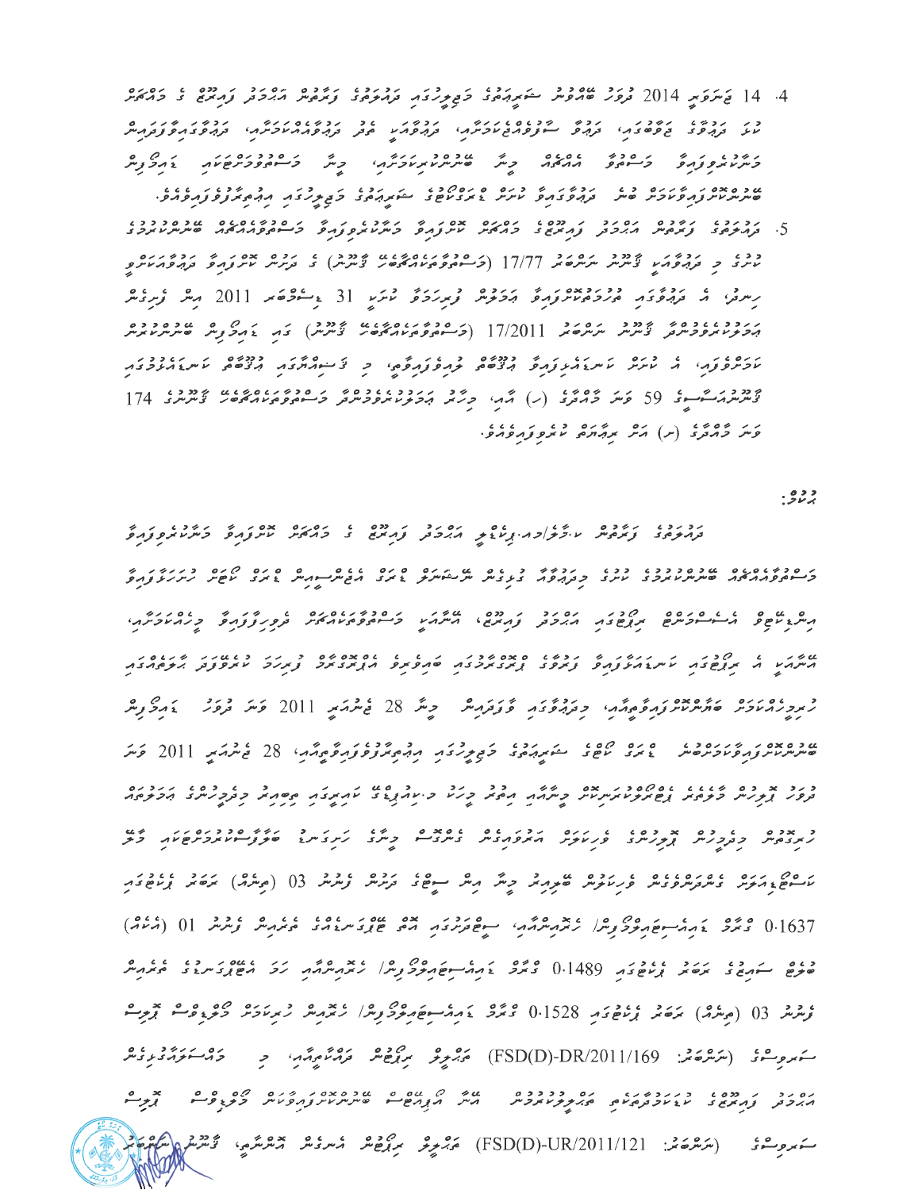4. 14 ޖަނަވަރީ 2014 ދުވަހު ބޭއްވުނު ޝަރީޢަތުގެ މަޖިލީހުގައި ދައުލަތުގެ ވަކީލުން އަރުވަދީ ފައިލާ ގ މައްޗަށް ކުރަ ދައުވާގެ ޖަވާބުގައި، ދައުވާ ސާފުވެއްޖެކަމަށާއި، ދައުވާގައި ވާ ދައުވާއަށްވުރެ، ދައުވާގައިވާފަދައިން މަނާކުރުވާއި މަސްތުވާ އެއްޗެއް ބޭނުންކުރެވޭކަމުގައި، މިނާ ބޭނުންކުރެވިދާނެ ގައިޑްލައިން ބޭނުންކުރާނުވާގޮތަށް ބުނު ދައުލަތުގައިވާ ކުރަން ޖަމާކުރާ ޝަރީޢަތުގެ މަޖިލީހުގައި އިޢުތިރާފުވެއްޖެއެވެ.

5. ދައުލަތުގެ ވަކީލުން އަރުވަދީ ފައިލާގެ މައްޗަށް ކުރެވިފައިވާ މަނާކުރުވާއި މަސްތުވާތަކެއްޗާބެހޭ ބޭނުންކުރުމުގެ ކުށުގެ މި ދައުވާއަށް ޤާނޫނު ނަންބަރު 17/77 (މަސްތުވާތަކެއްޗާބެހޭ ޤާނޫނު) ގެ ދަށުން ކުރެވިފައިވާ ދައުވާއަކަށް ހިނދު، އެ ދައުލާގައި ތުހުމަތުކުރެވިފައިވާ އަމަލުން ފުރިހަމަވާ ކުރިން 31 ޑިސެމްބަރ 2011 އިން ފެށިގެން އަމަލުކުރަންފެށުނު ޤާނޫނު ނަންބަރު 17/2011 (މަސްތުވާތަކެއްޗާބެހޭ ޤާނޫނު) ގައި ގައިދުވެރިން ބޭނުންކުރުން ކަމަށްވާތީ، އެ ކުށަށް ކަނޑައެޅިފައިވާ އުޤޫބާތް ލުއިވެފައިވާތީ، މި ޤަޟިއްޔާގައި އުޤޫބާތް ކަނޑައެޅުމުގައި ޤާނޫނުއަސާސީގެ 59 ވަނަ މާއްދާގެ (ނ) އާއި، މިހާރު އަމަލުކުރެވެމުންދާ މަސްތުވާތަކެއްޗާބެހޭ ޤާނޫނުގެ 174 ވަނަ މާއްދާގެ (ނ) އަށް ރިޢާޔަތް ކުރެވިފައިވެއެވެ.

ޙުކުމް:

ދައުލަތުގެ ވަކީލުން ކ.މާފުށި/ދެ.ކިޔާޖީ އަހުމަދު ފަޔާޟް ގެ މައްޗަށް ކުރަމުގެ މަނާކުރުވާއި މަސްތުވާތަކެއްޗާބެހޭ ބޭނުންކުރުމުގެ ކުށުގެ މި ދައުވާ ގެފެށުނު ނޭޝަނަލް ޑްރަގް އޭޖެންސީން ޑްރަގް ކޯޓަށް ހުށަހަޅާފައިވާ އިންޑިޕެންޑެންޓް އެސެސްމަންޓް ރިޕޯޓުގައި އަހުމަދު ފަޔާޟް، ނޭޝަނަލް މަސްތުވާތަކެއްޗާބެހޭ ފަރިޢާޔަތް ދިނުމުގެ ޕްރޮގްރާމް، އެ ރިޕޯޓުގައި ކަނޑައެޅިފައިވާ ފަރާތާ ގުޅިގެން ބަލަހައްޓަމުންދާ ފިޔަވަޅުތައް އަޅައިފައިވާ ކަމަށް ބުނެފައިވާ ކަމަށާއި، ދައުލަތުގެ ވަކީލުން 28 ޖެނުއަރީ 2011 ވަނަ ދުވަހު ގައިދުވެރިން ބަންދުކުރި ދުވަހުން ފެށިގެން ކޯޓުގެ ޝަރީޢަތުގެ މަޖިލީހުގައި އިޢުތިރާފުވެއްޖެއެވެ، 28 ޖެނުއަރީ 2011 ވަނަ ދުވަހު ހޯދުނު މާއްދާގެ ތަހުލީލީ ރިޕޯޓް ހުށަހަޅާފައިވާ ނަމްބަރު ... ގައި ބުނާ މިންވަރު ބެލުމުން ހުރި އަދަދު މިންވަރު އެނގޭގޮތަށް އެ މާއްދާ ބަލާ ޕާކެޓު ފަޅާ މިކަނޑައެޅުނު ކުދިކުދި ބާވަތްތަކުގައި ގައިގެ އެއްޗެއް ގެއްލިފައި ހުރި ކަމަށް އެ ފަދަ ޕާކެޓު 03 (ތިނެއް) ދަށަށް ފޯރުކުރުމުން 01 (އެކެއް) ޕާކެޓު ހަށިގަނޑުގައި 0.1637 ގްރާމް ޑައިއެސިޓައިލް މޯފިން/ ހެރޮއިން އާއި، ސީލްކުރެވިފައިވާ ކުޑަ ޕާކެޓުތަކުގައި 0.1489 ގްރާމް ޑައިއެސިޓައިލް މޯފިން/ ހެރޮއިން ހުރި ޕާކެޓު 03 (ތިނެއް) ދަށަށް ފޯރުކުރުމުގައި 0.1528 ގްރާމް ޑައިއެސިޓައިލް މޯފިން/ ހެރޮއިން ހުރިކަމަށް މެޑިކަލް ސަރވިސް ޑިވިޜަނުގެ (ނަންބަރު: FSD(D)-DR/2011/169) ތަހުލީލީ ރިޕޯޓް ދައްކާތީއާއި، މި ދައުވާގައި ސާބިތުވާ އަދަދު ޝަރީޢަތުގެ މަޖިލީހުގައި ދައުލަތުގެ ވަކީލުން އަރުވަދީ ބޭނުންކުރެވިފައިވާކަން އެއް އެހެން ސާބިތުވާ ގޮތަށް ފޮރެންސިކް ސަރވިސް (ނަންބަރު: FSD(D)-UR/2011/121) ތަހުލީލީ ރިޕޯޓް އަދި އެހެން ހެކިތަކުން، ޤާނޫނު ނަންބަރު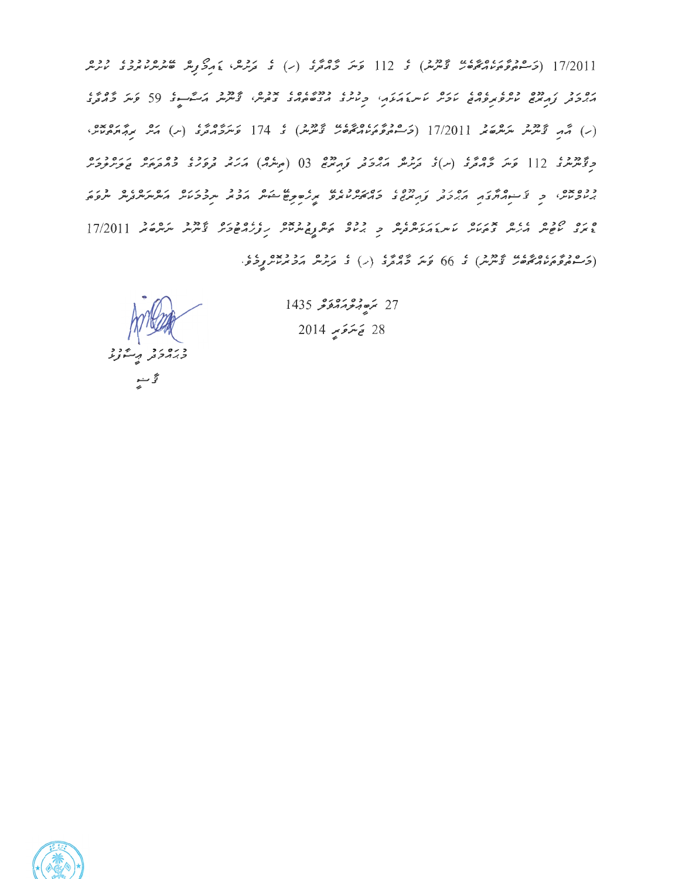17/2011 (ވަސީލަތްތަކާއި ޙައްޤުތަކާބެހޭ ގާނޫނު) ގެ 112 ވަނަ މާއްދާގެ (ހ) ގެ ދަށުން، ޖެހިލުވުން ބަދަލުކުރުމުގެ ކުރިން

އަޅުގަނޑު ފައިސާ ކުރުވުމުގައި ކަމަށް ކަނޑައަޅައި، މިކަމުގެ އިސްތިއުނާފު ބޭނުން، ގާނޫނު އަސާސީގެ 59 ވަނަ މާއްދާގެ

(ހ) އާއި ގާނޫނު ނަންބަރު 17/2011 (ވަސީލަތްތަކާއި ޙައްޤުތަކާބެހޭ ގާނޫނު) ގެ 174 ވަނަމާއްދާގެ (ހ) އަށް ރިޢާޔަތްކޮށް،

މިގާނޫނުގެ 112 ވަނަ މާއްދާގެ (ހ)ގެ ދަށުން އަޅުގަނޑު ފައިސާ 03 (ތިނެއް) އަހަރު ދުވަހުގެ މުއްދަތަށް ޖަލަށްލުމަށް

ޙުކުމްކޮށް، މި ފަސްއުޅާލައި އަޅުގަނޑު ފައިސާގެ މައްސަލަކުރުމަށް ރިޕޯޓު ކުރެވިފައިވާ އެހެން ތުހުމަތުތަކާއި

ޖަރީމާ ކޮށްފައި އެހެން މައްސަލަތަކާއި ގުޅޭގޮތުން ކަނޑައެޅުމަށް ގާނޫނު ނަންބަރު 17/2011

(ވަސީލަތްތަކާއި ޙައްޤުތަކާބެހޭ ގާނޫނު) ގެ 66 ވަނަ މާއްދާގެ (ހ) ގެ ދަށުން އަމުރުކުރަމެވެ.

27 ރަބީޢުލްއައްވަލް 1435

28 ޖަނަވަރީ 2014

މުޙައްމަދު އިސްމާޢީލު

ޤާޟީ